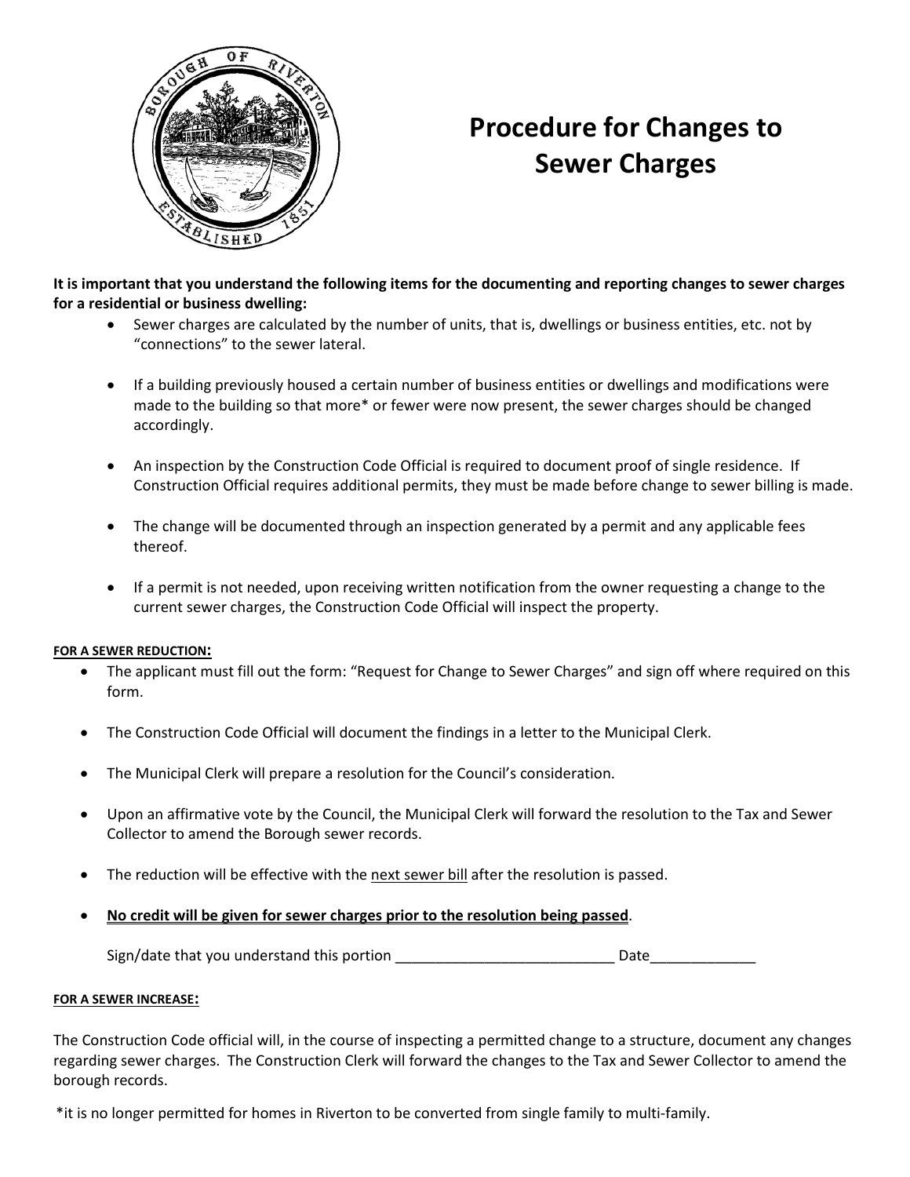# Procedure for Changes to Sewer Charges

**It is important that you understand the following items for the documenting and reporting changes to sewer charges for a residential or business dwelling:**

- Sewer charges are calculated by the number of units, that is, dwellings or business entities, etc. not by "connections" to the sewer lateral.
- If a building previously housed a certain number of business entities or dwellings and modifications were made to the building so that more* or fewer were now present, the sewer charges should be changed accordingly.
- An inspection by the Construction Code Official is required to document proof of single residence. If Construction Official requires additional permits, they must be made before change to sewer billing is made.
- The change will be documented through an inspection generated by a permit and any applicable fees thereof.
- If a permit is not needed, upon receiving written notification from the owner requesting a change to the current sewer charges, the Construction Code Official will inspect the property.

**FOR A SEWER REDUCTION:**

- The applicant must fill out the form: "Request for Change to Sewer Charges" and sign off where required on this form.
- The Construction Code Official will document the findings in a letter to the Municipal Clerk.
- The Municipal Clerk will prepare a resolution for the Council's consideration.
- Upon an affirmative vote by the Council, the Municipal Clerk will forward the resolution to the Tax and Sewer Collector to amend the Borough sewer records.
- The reduction will be effective with the next sewer bill after the resolution is passed.
- **No credit will be given for sewer charges prior to the resolution being passed**.

  Sign/date that you understand this portion ___________________________ Date_____________

**FOR A SEWER INCREASE:**

The Construction Code official will, in the course of inspecting a permitted change to a structure, document any changes regarding sewer charges. The Construction Clerk will forward the changes to the Tax and Sewer Collector to amend the borough records.

*it is no longer permitted for homes in Riverton to be converted from single family to multi-family.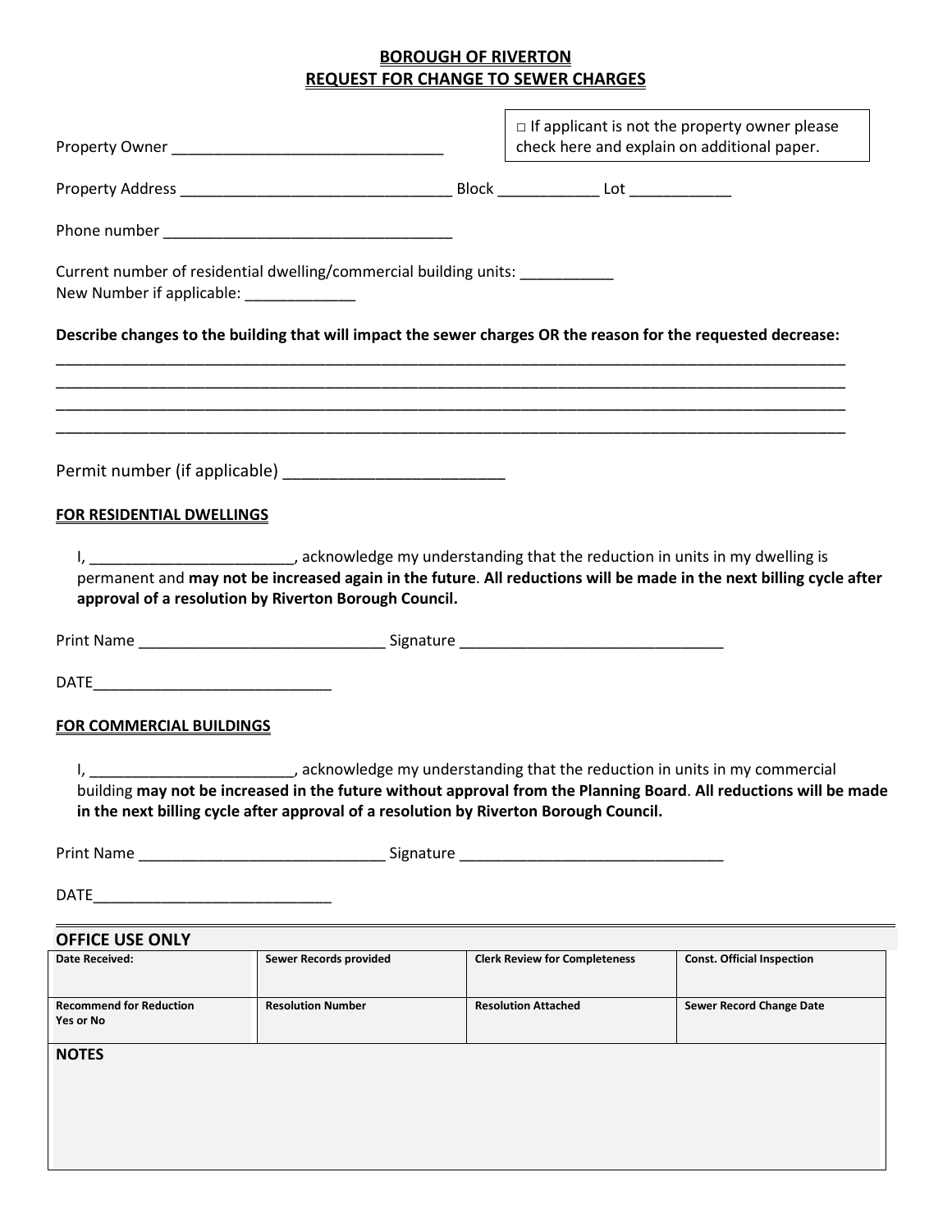**BOROUGH OF RIVERTON**
**REQUEST FOR CHANGE TO SEWER CHARGES**

Property Owner ________________________________

□ If applicant is not the property owner please check here and explain on additional paper.

Property Address ________________________________ Block ____________ Lot ____________

Phone number __________________________________

Current number of residential dwelling/commercial building units: ___________
New Number if applicable: _____________

**Describe changes to the building that will impact the sewer charges OR the reason for the requested decrease:**

______________________________________________________________________________________________
______________________________________________________________________________________________
______________________________________________________________________________________________
______________________________________________________________________________________________

Permit number (if applicable) _________________________

**FOR RESIDENTIAL DWELLINGS**

I, ________________________, acknowledge my understanding that the reduction in units in my dwelling is permanent and **may not be increased again in the future**. **All reductions will be made in the next billing cycle after approval of a resolution by Riverton Borough Council.**

Print Name _____________________________ Signature _______________________________

DATE____________________________

**FOR COMMERCIAL BUILDINGS**

I, ________________________, acknowledge my understanding that the reduction in units in my commercial building **may not be increased in the future without approval from the Planning Board**. **All reductions will be made in the next billing cycle after approval of a resolution by Riverton Borough Council.**

Print Name _____________________________ Signature _______________________________

DATE____________________________

**OFFICE USE ONLY**

| | | | |
|---|---|---|---|
| **Date Received:** | **Sewer Records provided** | **Clerk Review for Completeness** | **Const. Official Inspection** |
| **Recommend for Reduction Yes or No** | **Resolution Number** | **Resolution Attached** | **Sewer Record Change Date** |

**NOTES**